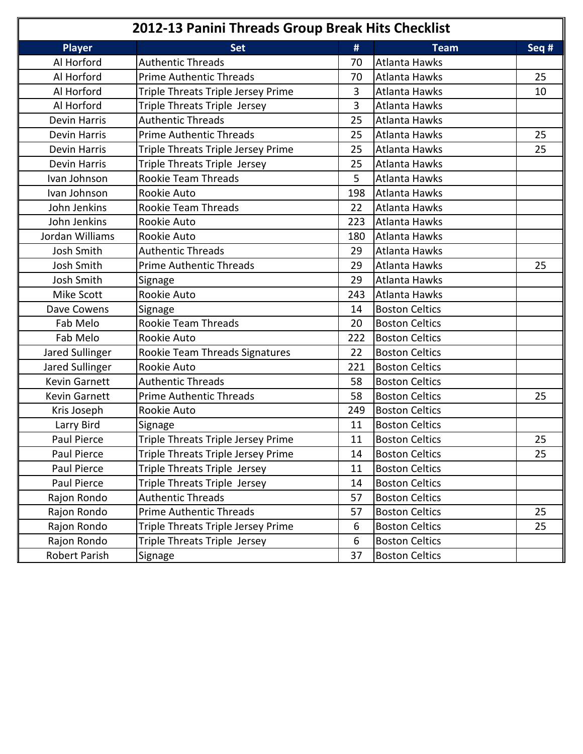# 2012-13 Panini Threads Group Break Hits Checklist

| Player | Set | # | Team | Seq # |
|---|---|---|---|---|
| Al Horford | Authentic Threads | 70 | Atlanta Hawks | |
| Al Horford | Prime Authentic Threads | 70 | Atlanta Hawks | 25 |
| Al Horford | Triple Threats Triple Jersey Prime | 3 | Atlanta Hawks | 10 |
| Al Horford | Triple Threats Triple Jersey | 3 | Atlanta Hawks | |
| Devin Harris | Authentic Threads | 25 | Atlanta Hawks | |
| Devin Harris | Prime Authentic Threads | 25 | Atlanta Hawks | 25 |
| Devin Harris | Triple Threats Triple Jersey Prime | 25 | Atlanta Hawks | 25 |
| Devin Harris | Triple Threats Triple Jersey | 25 | Atlanta Hawks | |
| Ivan Johnson | Rookie Team Threads | 5 | Atlanta Hawks | |
| Ivan Johnson | Rookie Auto | 198 | Atlanta Hawks | |
| John Jenkins | Rookie Team Threads | 22 | Atlanta Hawks | |
| John Jenkins | Rookie Auto | 223 | Atlanta Hawks | |
| Jordan Williams | Rookie Auto | 180 | Atlanta Hawks | |
| Josh Smith | Authentic Threads | 29 | Atlanta Hawks | |
| Josh Smith | Prime Authentic Threads | 29 | Atlanta Hawks | 25 |
| Josh Smith | Signage | 29 | Atlanta Hawks | |
| Mike Scott | Rookie Auto | 243 | Atlanta Hawks | |
| Dave Cowens | Signage | 14 | Boston Celtics | |
| Fab Melo | Rookie Team Threads | 20 | Boston Celtics | |
| Fab Melo | Rookie Auto | 222 | Boston Celtics | |
| Jared Sullinger | Rookie Team Threads Signatures | 22 | Boston Celtics | |
| Jared Sullinger | Rookie Auto | 221 | Boston Celtics | |
| Kevin Garnett | Authentic Threads | 58 | Boston Celtics | |
| Kevin Garnett | Prime Authentic Threads | 58 | Boston Celtics | 25 |
| Kris Joseph | Rookie Auto | 249 | Boston Celtics | |
| Larry Bird | Signage | 11 | Boston Celtics | |
| Paul Pierce | Triple Threats Triple Jersey Prime | 11 | Boston Celtics | 25 |
| Paul Pierce | Triple Threats Triple Jersey Prime | 14 | Boston Celtics | 25 |
| Paul Pierce | Triple Threats Triple Jersey | 11 | Boston Celtics | |
| Paul Pierce | Triple Threats Triple Jersey | 14 | Boston Celtics | |
| Rajon Rondo | Authentic Threads | 57 | Boston Celtics | |
| Rajon Rondo | Prime Authentic Threads | 57 | Boston Celtics | 25 |
| Rajon Rondo | Triple Threats Triple Jersey Prime | 6 | Boston Celtics | 25 |
| Rajon Rondo | Triple Threats Triple Jersey | 6 | Boston Celtics | |
| Robert Parish | Signage | 37 | Boston Celtics | |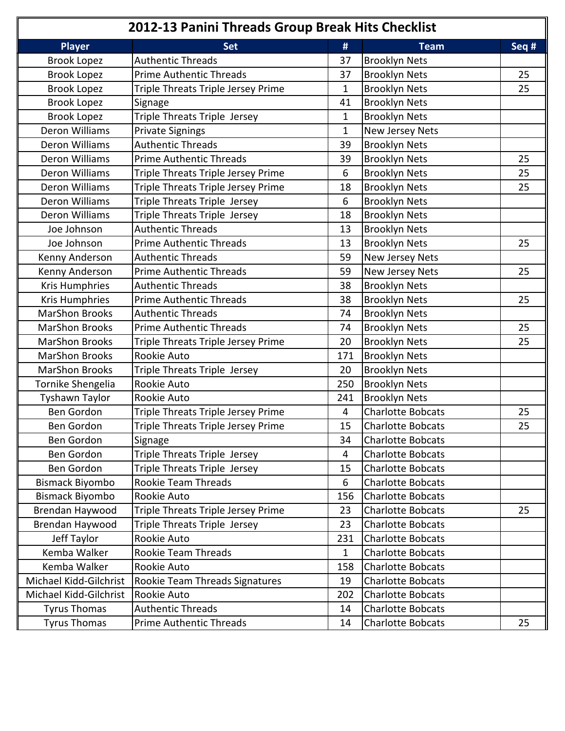# 2012-13 Panini Threads Group Break Hits Checklist

| Player | Set | # | Team | Seq # |
|---|---|---|---|---|
| Brook Lopez | Authentic Threads | 37 | Brooklyn Nets | |
| Brook Lopez | Prime Authentic Threads | 37 | Brooklyn Nets | 25 |
| Brook Lopez | Triple Threats Triple Jersey Prime | 1 | Brooklyn Nets | 25 |
| Brook Lopez | Signage | 41 | Brooklyn Nets | |
| Brook Lopez | Triple Threats Triple  Jersey | 1 | Brooklyn Nets | |
| Deron Williams | Private Signings | 1 | New Jersey Nets | |
| Deron Williams | Authentic Threads | 39 | Brooklyn Nets | |
| Deron Williams | Prime Authentic Threads | 39 | Brooklyn Nets | 25 |
| Deron Williams | Triple Threats Triple Jersey Prime | 6 | Brooklyn Nets | 25 |
| Deron Williams | Triple Threats Triple Jersey Prime | 18 | Brooklyn Nets | 25 |
| Deron Williams | Triple Threats Triple  Jersey | 6 | Brooklyn Nets | |
| Deron Williams | Triple Threats Triple  Jersey | 18 | Brooklyn Nets | |
| Joe Johnson | Authentic Threads | 13 | Brooklyn Nets | |
| Joe Johnson | Prime Authentic Threads | 13 | Brooklyn Nets | 25 |
| Kenny Anderson | Authentic Threads | 59 | New Jersey Nets | |
| Kenny Anderson | Prime Authentic Threads | 59 | New Jersey Nets | 25 |
| Kris Humphries | Authentic Threads | 38 | Brooklyn Nets | |
| Kris Humphries | Prime Authentic Threads | 38 | Brooklyn Nets | 25 |
| MarShon Brooks | Authentic Threads | 74 | Brooklyn Nets | |
| MarShon Brooks | Prime Authentic Threads | 74 | Brooklyn Nets | 25 |
| MarShon Brooks | Triple Threats Triple Jersey Prime | 20 | Brooklyn Nets | 25 |
| MarShon Brooks | Rookie Auto | 171 | Brooklyn Nets | |
| MarShon Brooks | Triple Threats Triple  Jersey | 20 | Brooklyn Nets | |
| Tornike Shengelia | Rookie Auto | 250 | Brooklyn Nets | |
| Tyshawn Taylor | Rookie Auto | 241 | Brooklyn Nets | |
| Ben Gordon | Triple Threats Triple Jersey Prime | 4 | Charlotte Bobcats | 25 |
| Ben Gordon | Triple Threats Triple Jersey Prime | 15 | Charlotte Bobcats | 25 |
| Ben Gordon | Signage | 34 | Charlotte Bobcats | |
| Ben Gordon | Triple Threats Triple  Jersey | 4 | Charlotte Bobcats | |
| Ben Gordon | Triple Threats Triple  Jersey | 15 | Charlotte Bobcats | |
| Bismack Biyombo | Rookie Team Threads | 6 | Charlotte Bobcats | |
| Bismack Biyombo | Rookie Auto | 156 | Charlotte Bobcats | |
| Brendan Haywood | Triple Threats Triple Jersey Prime | 23 | Charlotte Bobcats | 25 |
| Brendan Haywood | Triple Threats Triple  Jersey | 23 | Charlotte Bobcats | |
| Jeff Taylor | Rookie Auto | 231 | Charlotte Bobcats | |
| Kemba Walker | Rookie Team Threads | 1 | Charlotte Bobcats | |
| Kemba Walker | Rookie Auto | 158 | Charlotte Bobcats | |
| Michael Kidd-Gilchrist | Rookie Team Threads Signatures | 19 | Charlotte Bobcats | |
| Michael Kidd-Gilchrist | Rookie Auto | 202 | Charlotte Bobcats | |
| Tyrus Thomas | Authentic Threads | 14 | Charlotte Bobcats | |
| Tyrus Thomas | Prime Authentic Threads | 14 | Charlotte Bobcats | 25 |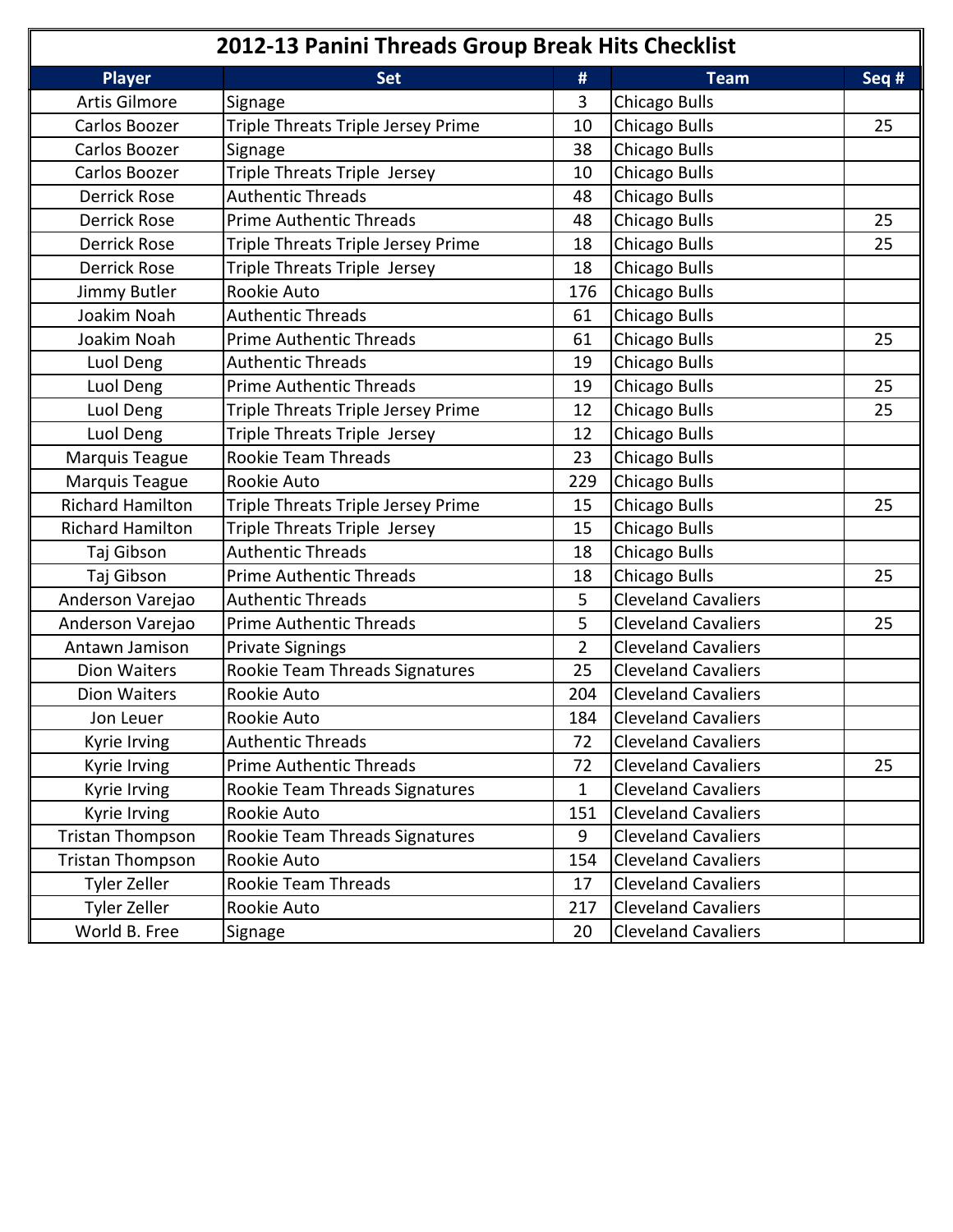# 2012-13 Panini Threads Group Break Hits Checklist

| Player | Set | # | Team | Seq # |
|---|---|---|---|---|
| Artis Gilmore | Signage | 3 | Chicago Bulls | |
| Carlos Boozer | Triple Threats Triple Jersey Prime | 10 | Chicago Bulls | 25 |
| Carlos Boozer | Signage | 38 | Chicago Bulls | |
| Carlos Boozer | Triple Threats Triple Jersey | 10 | Chicago Bulls | |
| Derrick Rose | Authentic Threads | 48 | Chicago Bulls | |
| Derrick Rose | Prime Authentic Threads | 48 | Chicago Bulls | 25 |
| Derrick Rose | Triple Threats Triple Jersey Prime | 18 | Chicago Bulls | 25 |
| Derrick Rose | Triple Threats Triple Jersey | 18 | Chicago Bulls | |
| Jimmy Butler | Rookie Auto | 176 | Chicago Bulls | |
| Joakim Noah | Authentic Threads | 61 | Chicago Bulls | |
| Joakim Noah | Prime Authentic Threads | 61 | Chicago Bulls | 25 |
| Luol Deng | Authentic Threads | 19 | Chicago Bulls | |
| Luol Deng | Prime Authentic Threads | 19 | Chicago Bulls | 25 |
| Luol Deng | Triple Threats Triple Jersey Prime | 12 | Chicago Bulls | 25 |
| Luol Deng | Triple Threats Triple Jersey | 12 | Chicago Bulls | |
| Marquis Teague | Rookie Team Threads | 23 | Chicago Bulls | |
| Marquis Teague | Rookie Auto | 229 | Chicago Bulls | |
| Richard Hamilton | Triple Threats Triple Jersey Prime | 15 | Chicago Bulls | 25 |
| Richard Hamilton | Triple Threats Triple Jersey | 15 | Chicago Bulls | |
| Taj Gibson | Authentic Threads | 18 | Chicago Bulls | |
| Taj Gibson | Prime Authentic Threads | 18 | Chicago Bulls | 25 |
| Anderson Varejao | Authentic Threads | 5 | Cleveland Cavaliers | |
| Anderson Varejao | Prime Authentic Threads | 5 | Cleveland Cavaliers | 25 |
| Antawn Jamison | Private Signings | 2 | Cleveland Cavaliers | |
| Dion Waiters | Rookie Team Threads Signatures | 25 | Cleveland Cavaliers | |
| Dion Waiters | Rookie Auto | 204 | Cleveland Cavaliers | |
| Jon Leuer | Rookie Auto | 184 | Cleveland Cavaliers | |
| Kyrie Irving | Authentic Threads | 72 | Cleveland Cavaliers | |
| Kyrie Irving | Prime Authentic Threads | 72 | Cleveland Cavaliers | 25 |
| Kyrie Irving | Rookie Team Threads Signatures | 1 | Cleveland Cavaliers | |
| Kyrie Irving | Rookie Auto | 151 | Cleveland Cavaliers | |
| Tristan Thompson | Rookie Team Threads Signatures | 9 | Cleveland Cavaliers | |
| Tristan Thompson | Rookie Auto | 154 | Cleveland Cavaliers | |
| Tyler Zeller | Rookie Team Threads | 17 | Cleveland Cavaliers | |
| Tyler Zeller | Rookie Auto | 217 | Cleveland Cavaliers | |
| World B. Free | Signage | 20 | Cleveland Cavaliers | |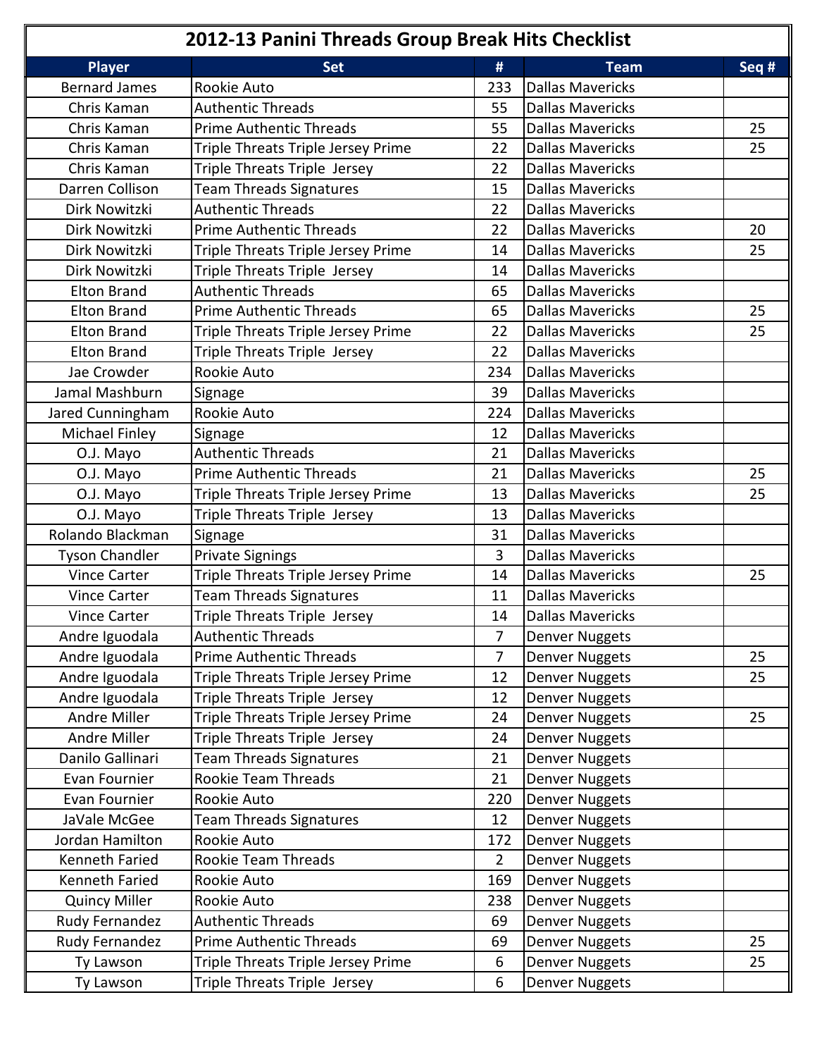# 2012-13 Panini Threads Group Break Hits Checklist

| Player | Set | # | Team | Seq # |
|---|---|---|---|---|
| Bernard James | Rookie Auto | 233 | Dallas Mavericks | |
| Chris Kaman | Authentic Threads | 55 | Dallas Mavericks | |
| Chris Kaman | Prime Authentic Threads | 55 | Dallas Mavericks | 25 |
| Chris Kaman | Triple Threats Triple Jersey Prime | 22 | Dallas Mavericks | 25 |
| Chris Kaman | Triple Threats Triple Jersey | 22 | Dallas Mavericks | |
| Darren Collison | Team Threads Signatures | 15 | Dallas Mavericks | |
| Dirk Nowitzki | Authentic Threads | 22 | Dallas Mavericks | |
| Dirk Nowitzki | Prime Authentic Threads | 22 | Dallas Mavericks | 20 |
| Dirk Nowitzki | Triple Threats Triple Jersey Prime | 14 | Dallas Mavericks | 25 |
| Dirk Nowitzki | Triple Threats Triple Jersey | 14 | Dallas Mavericks | |
| Elton Brand | Authentic Threads | 65 | Dallas Mavericks | |
| Elton Brand | Prime Authentic Threads | 65 | Dallas Mavericks | 25 |
| Elton Brand | Triple Threats Triple Jersey Prime | 22 | Dallas Mavericks | 25 |
| Elton Brand | Triple Threats Triple Jersey | 22 | Dallas Mavericks | |
| Jae Crowder | Rookie Auto | 234 | Dallas Mavericks | |
| Jamal Mashburn | Signage | 39 | Dallas Mavericks | |
| Jared Cunningham | Rookie Auto | 224 | Dallas Mavericks | |
| Michael Finley | Signage | 12 | Dallas Mavericks | |
| O.J. Mayo | Authentic Threads | 21 | Dallas Mavericks | |
| O.J. Mayo | Prime Authentic Threads | 21 | Dallas Mavericks | 25 |
| O.J. Mayo | Triple Threats Triple Jersey Prime | 13 | Dallas Mavericks | 25 |
| O.J. Mayo | Triple Threats Triple Jersey | 13 | Dallas Mavericks | |
| Rolando Blackman | Signage | 31 | Dallas Mavericks | |
| Tyson Chandler | Private Signings | 3 | Dallas Mavericks | |
| Vince Carter | Triple Threats Triple Jersey Prime | 14 | Dallas Mavericks | 25 |
| Vince Carter | Team Threads Signatures | 11 | Dallas Mavericks | |
| Vince Carter | Triple Threats Triple Jersey | 14 | Dallas Mavericks | |
| Andre Iguodala | Authentic Threads | 7 | Denver Nuggets | |
| Andre Iguodala | Prime Authentic Threads | 7 | Denver Nuggets | 25 |
| Andre Iguodala | Triple Threats Triple Jersey Prime | 12 | Denver Nuggets | 25 |
| Andre Iguodala | Triple Threats Triple Jersey | 12 | Denver Nuggets | |
| Andre Miller | Triple Threats Triple Jersey Prime | 24 | Denver Nuggets | 25 |
| Andre Miller | Triple Threats Triple Jersey | 24 | Denver Nuggets | |
| Danilo Gallinari | Team Threads Signatures | 21 | Denver Nuggets | |
| Evan Fournier | Rookie Team Threads | 21 | Denver Nuggets | |
| Evan Fournier | Rookie Auto | 220 | Denver Nuggets | |
| JaVale McGee | Team Threads Signatures | 12 | Denver Nuggets | |
| Jordan Hamilton | Rookie Auto | 172 | Denver Nuggets | |
| Kenneth Faried | Rookie Team Threads | 2 | Denver Nuggets | |
| Kenneth Faried | Rookie Auto | 169 | Denver Nuggets | |
| Quincy Miller | Rookie Auto | 238 | Denver Nuggets | |
| Rudy Fernandez | Authentic Threads | 69 | Denver Nuggets | |
| Rudy Fernandez | Prime Authentic Threads | 69 | Denver Nuggets | 25 |
| Ty Lawson | Triple Threats Triple Jersey Prime | 6 | Denver Nuggets | 25 |
| Ty Lawson | Triple Threats Triple Jersey | 6 | Denver Nuggets | |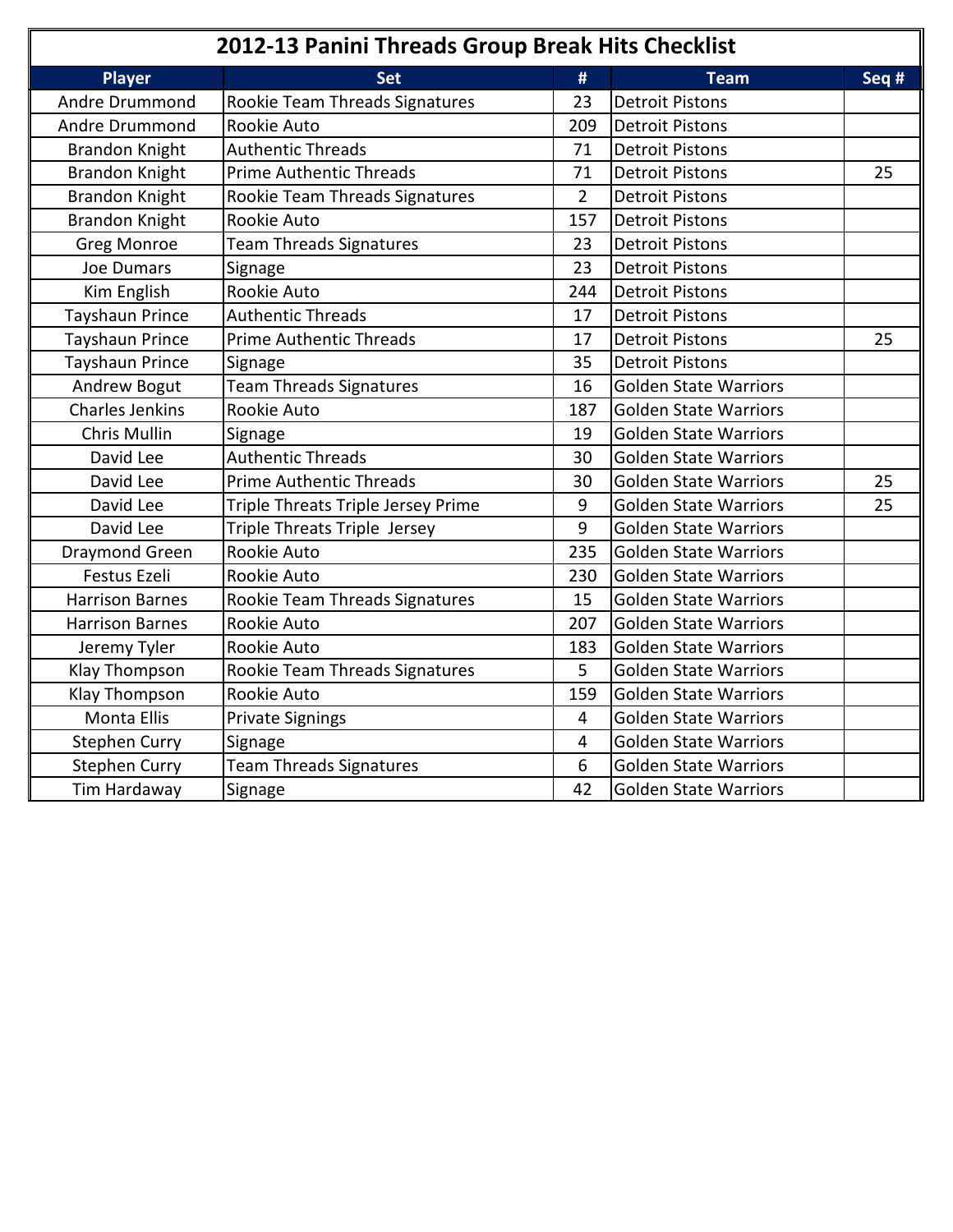# 2012-13 Panini Threads Group Break Hits Checklist

| Player | Set | # | Team | Seq # |
|---|---|---|---|---|
| Andre Drummond | Rookie Team Threads Signatures | 23 | Detroit Pistons | |
| Andre Drummond | Rookie Auto | 209 | Detroit Pistons | |
| Brandon Knight | Authentic Threads | 71 | Detroit Pistons | |
| Brandon Knight | Prime Authentic Threads | 71 | Detroit Pistons | 25 |
| Brandon Knight | Rookie Team Threads Signatures | 2 | Detroit Pistons | |
| Brandon Knight | Rookie Auto | 157 | Detroit Pistons | |
| Greg Monroe | Team Threads Signatures | 23 | Detroit Pistons | |
| Joe Dumars | Signage | 23 | Detroit Pistons | |
| Kim English | Rookie Auto | 244 | Detroit Pistons | |
| Tayshaun Prince | Authentic Threads | 17 | Detroit Pistons | |
| Tayshaun Prince | Prime Authentic Threads | 17 | Detroit Pistons | 25 |
| Tayshaun Prince | Signage | 35 | Detroit Pistons | |
| Andrew Bogut | Team Threads Signatures | 16 | Golden State Warriors | |
| Charles Jenkins | Rookie Auto | 187 | Golden State Warriors | |
| Chris Mullin | Signage | 19 | Golden State Warriors | |
| David Lee | Authentic Threads | 30 | Golden State Warriors | |
| David Lee | Prime Authentic Threads | 30 | Golden State Warriors | 25 |
| David Lee | Triple Threats Triple Jersey Prime | 9 | Golden State Warriors | 25 |
| David Lee | Triple Threats Triple Jersey | 9 | Golden State Warriors | |
| Draymond Green | Rookie Auto | 235 | Golden State Warriors | |
| Festus Ezeli | Rookie Auto | 230 | Golden State Warriors | |
| Harrison Barnes | Rookie Team Threads Signatures | 15 | Golden State Warriors | |
| Harrison Barnes | Rookie Auto | 207 | Golden State Warriors | |
| Jeremy Tyler | Rookie Auto | 183 | Golden State Warriors | |
| Klay Thompson | Rookie Team Threads Signatures | 5 | Golden State Warriors | |
| Klay Thompson | Rookie Auto | 159 | Golden State Warriors | |
| Monta Ellis | Private Signings | 4 | Golden State Warriors | |
| Stephen Curry | Signage | 4 | Golden State Warriors | |
| Stephen Curry | Team Threads Signatures | 6 | Golden State Warriors | |
| Tim Hardaway | Signage | 42 | Golden State Warriors | |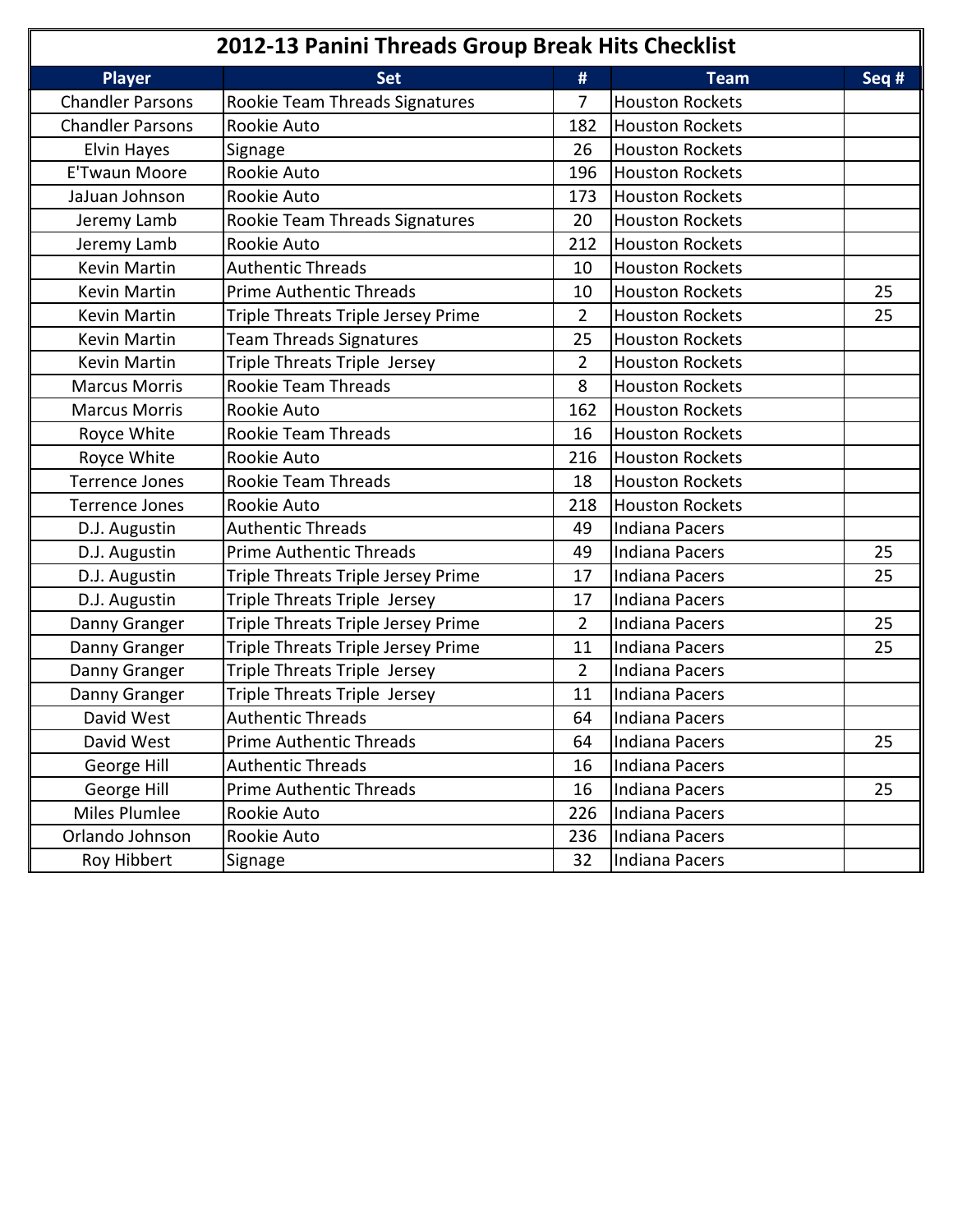# 2012-13 Panini Threads Group Break Hits Checklist

| Player | Set | # | Team | Seq # |
|---|---|---|---|---|
| Chandler Parsons | Rookie Team Threads Signatures | 7 | Houston Rockets | |
| Chandler Parsons | Rookie Auto | 182 | Houston Rockets | |
| Elvin Hayes | Signage | 26 | Houston Rockets | |
| E'Twaun Moore | Rookie Auto | 196 | Houston Rockets | |
| JaJuan Johnson | Rookie Auto | 173 | Houston Rockets | |
| Jeremy Lamb | Rookie Team Threads Signatures | 20 | Houston Rockets | |
| Jeremy Lamb | Rookie Auto | 212 | Houston Rockets | |
| Kevin Martin | Authentic Threads | 10 | Houston Rockets | |
| Kevin Martin | Prime Authentic Threads | 10 | Houston Rockets | 25 |
| Kevin Martin | Triple Threats Triple Jersey Prime | 2 | Houston Rockets | 25 |
| Kevin Martin | Team Threads Signatures | 25 | Houston Rockets | |
| Kevin Martin | Triple Threats Triple Jersey | 2 | Houston Rockets | |
| Marcus Morris | Rookie Team Threads | 8 | Houston Rockets | |
| Marcus Morris | Rookie Auto | 162 | Houston Rockets | |
| Royce White | Rookie Team Threads | 16 | Houston Rockets | |
| Royce White | Rookie Auto | 216 | Houston Rockets | |
| Terrence Jones | Rookie Team Threads | 18 | Houston Rockets | |
| Terrence Jones | Rookie Auto | 218 | Houston Rockets | |
| D.J. Augustin | Authentic Threads | 49 | Indiana Pacers | |
| D.J. Augustin | Prime Authentic Threads | 49 | Indiana Pacers | 25 |
| D.J. Augustin | Triple Threats Triple Jersey Prime | 17 | Indiana Pacers | 25 |
| D.J. Augustin | Triple Threats Triple Jersey | 17 | Indiana Pacers | |
| Danny Granger | Triple Threats Triple Jersey Prime | 2 | Indiana Pacers | 25 |
| Danny Granger | Triple Threats Triple Jersey Prime | 11 | Indiana Pacers | 25 |
| Danny Granger | Triple Threats Triple Jersey | 2 | Indiana Pacers | |
| Danny Granger | Triple Threats Triple Jersey | 11 | Indiana Pacers | |
| David West | Authentic Threads | 64 | Indiana Pacers | |
| David West | Prime Authentic Threads | 64 | Indiana Pacers | 25 |
| George Hill | Authentic Threads | 16 | Indiana Pacers | |
| George Hill | Prime Authentic Threads | 16 | Indiana Pacers | 25 |
| Miles Plumlee | Rookie Auto | 226 | Indiana Pacers | |
| Orlando Johnson | Rookie Auto | 236 | Indiana Pacers | |
| Roy Hibbert | Signage | 32 | Indiana Pacers | |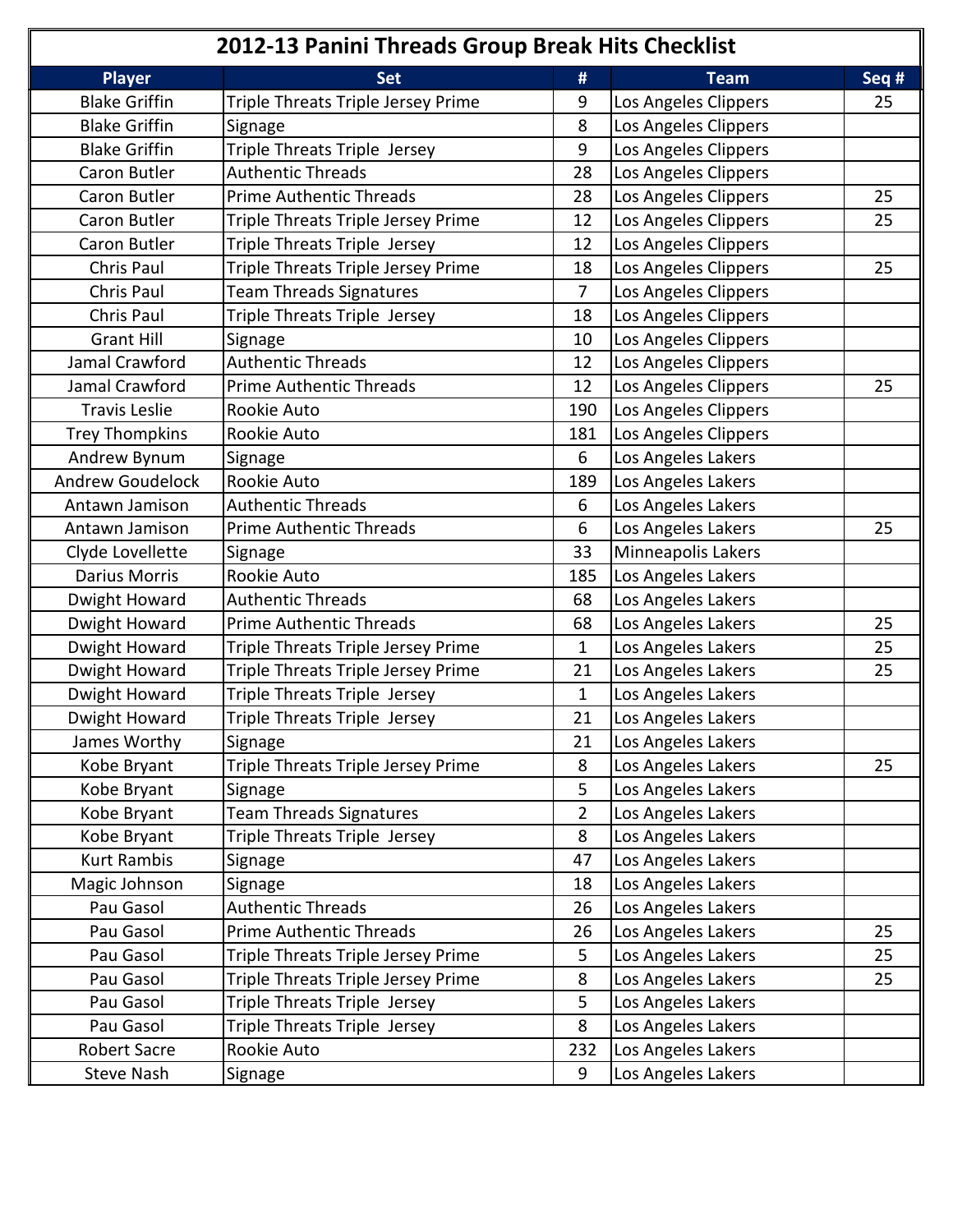# 2012-13 Panini Threads Group Break Hits Checklist

| Player | Set | # | Team | Seq # |
|---|---|---|---|---|
| Blake Griffin | Triple Threats Triple Jersey Prime | 9 | Los Angeles Clippers | 25 |
| Blake Griffin | Signage | 8 | Los Angeles Clippers | |
| Blake Griffin | Triple Threats Triple Jersey | 9 | Los Angeles Clippers | |
| Caron Butler | Authentic Threads | 28 | Los Angeles Clippers | |
| Caron Butler | Prime Authentic Threads | 28 | Los Angeles Clippers | 25 |
| Caron Butler | Triple Threats Triple Jersey Prime | 12 | Los Angeles Clippers | 25 |
| Caron Butler | Triple Threats Triple Jersey | 12 | Los Angeles Clippers | |
| Chris Paul | Triple Threats Triple Jersey Prime | 18 | Los Angeles Clippers | 25 |
| Chris Paul | Team Threads Signatures | 7 | Los Angeles Clippers | |
| Chris Paul | Triple Threats Triple Jersey | 18 | Los Angeles Clippers | |
| Grant Hill | Signage | 10 | Los Angeles Clippers | |
| Jamal Crawford | Authentic Threads | 12 | Los Angeles Clippers | |
| Jamal Crawford | Prime Authentic Threads | 12 | Los Angeles Clippers | 25 |
| Travis Leslie | Rookie Auto | 190 | Los Angeles Clippers | |
| Trey Thompkins | Rookie Auto | 181 | Los Angeles Clippers | |
| Andrew Bynum | Signage | 6 | Los Angeles Lakers | |
| Andrew Goudelock | Rookie Auto | 189 | Los Angeles Lakers | |
| Antawn Jamison | Authentic Threads | 6 | Los Angeles Lakers | |
| Antawn Jamison | Prime Authentic Threads | 6 | Los Angeles Lakers | 25 |
| Clyde Lovellette | Signage | 33 | Minneapolis Lakers | |
| Darius Morris | Rookie Auto | 185 | Los Angeles Lakers | |
| Dwight Howard | Authentic Threads | 68 | Los Angeles Lakers | |
| Dwight Howard | Prime Authentic Threads | 68 | Los Angeles Lakers | 25 |
| Dwight Howard | Triple Threats Triple Jersey Prime | 1 | Los Angeles Lakers | 25 |
| Dwight Howard | Triple Threats Triple Jersey Prime | 21 | Los Angeles Lakers | 25 |
| Dwight Howard | Triple Threats Triple Jersey | 1 | Los Angeles Lakers | |
| Dwight Howard | Triple Threats Triple Jersey | 21 | Los Angeles Lakers | |
| James Worthy | Signage | 21 | Los Angeles Lakers | |
| Kobe Bryant | Triple Threats Triple Jersey Prime | 8 | Los Angeles Lakers | 25 |
| Kobe Bryant | Signage | 5 | Los Angeles Lakers | |
| Kobe Bryant | Team Threads Signatures | 2 | Los Angeles Lakers | |
| Kobe Bryant | Triple Threats Triple Jersey | 8 | Los Angeles Lakers | |
| Kurt Rambis | Signage | 47 | Los Angeles Lakers | |
| Magic Johnson | Signage | 18 | Los Angeles Lakers | |
| Pau Gasol | Authentic Threads | 26 | Los Angeles Lakers | |
| Pau Gasol | Prime Authentic Threads | 26 | Los Angeles Lakers | 25 |
| Pau Gasol | Triple Threats Triple Jersey Prime | 5 | Los Angeles Lakers | 25 |
| Pau Gasol | Triple Threats Triple Jersey Prime | 8 | Los Angeles Lakers | 25 |
| Pau Gasol | Triple Threats Triple Jersey | 5 | Los Angeles Lakers | |
| Pau Gasol | Triple Threats Triple Jersey | 8 | Los Angeles Lakers | |
| Robert Sacre | Rookie Auto | 232 | Los Angeles Lakers | |
| Steve Nash | Signage | 9 | Los Angeles Lakers | |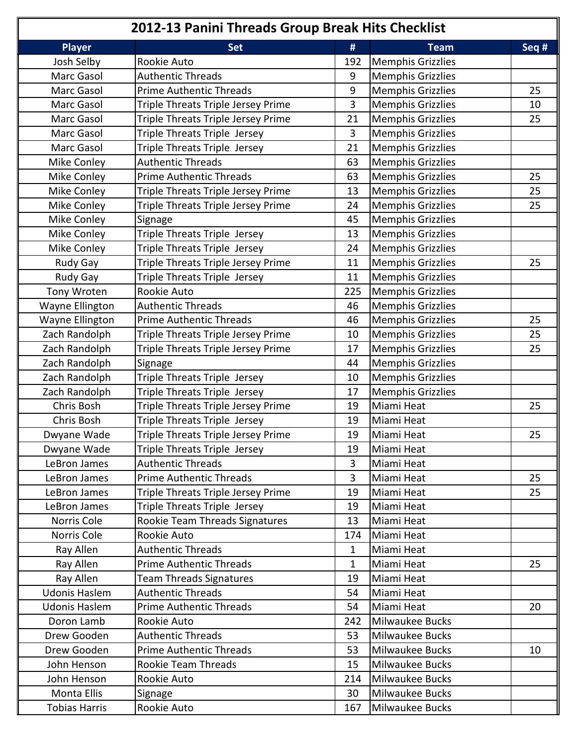# 2012-13 Panini Threads Group Break Hits Checklist

| Player | Set | # | Team | Seq # |
|---|---|---|---|---|
| Josh Selby | Rookie Auto | 192 | Memphis Grizzlies | |
| Marc Gasol | Authentic Threads | 9 | Memphis Grizzlies | |
| Marc Gasol | Prime Authentic Threads | 9 | Memphis Grizzlies | 25 |
| Marc Gasol | Triple Threats Triple Jersey Prime | 3 | Memphis Grizzlies | 10 |
| Marc Gasol | Triple Threats Triple Jersey Prime | 21 | Memphis Grizzlies | 25 |
| Marc Gasol | Triple Threats Triple Jersey | 3 | Memphis Grizzlies | |
| Marc Gasol | Triple Threats Triple Jersey | 21 | Memphis Grizzlies | |
| Mike Conley | Authentic Threads | 63 | Memphis Grizzlies | |
| Mike Conley | Prime Authentic Threads | 63 | Memphis Grizzlies | 25 |
| Mike Conley | Triple Threats Triple Jersey Prime | 13 | Memphis Grizzlies | 25 |
| Mike Conley | Triple Threats Triple Jersey Prime | 24 | Memphis Grizzlies | 25 |
| Mike Conley | Signage | 45 | Memphis Grizzlies | |
| Mike Conley | Triple Threats Triple Jersey | 13 | Memphis Grizzlies | |
| Mike Conley | Triple Threats Triple Jersey | 24 | Memphis Grizzlies | |
| Rudy Gay | Triple Threats Triple Jersey Prime | 11 | Memphis Grizzlies | 25 |
| Rudy Gay | Triple Threats Triple Jersey | 11 | Memphis Grizzlies | |
| Tony Wroten | Rookie Auto | 225 | Memphis Grizzlies | |
| Wayne Ellington | Authentic Threads | 46 | Memphis Grizzlies | |
| Wayne Ellington | Prime Authentic Threads | 46 | Memphis Grizzlies | 25 |
| Zach Randolph | Triple Threats Triple Jersey Prime | 10 | Memphis Grizzlies | 25 |
| Zach Randolph | Triple Threats Triple Jersey Prime | 17 | Memphis Grizzlies | 25 |
| Zach Randolph | Signage | 44 | Memphis Grizzlies | |
| Zach Randolph | Triple Threats Triple Jersey | 10 | Memphis Grizzlies | |
| Zach Randolph | Triple Threats Triple Jersey | 17 | Memphis Grizzlies | |
| Chris Bosh | Triple Threats Triple Jersey Prime | 19 | Miami Heat | 25 |
| Chris Bosh | Triple Threats Triple Jersey | 19 | Miami Heat | |
| Dwyane Wade | Triple Threats Triple Jersey Prime | 19 | Miami Heat | 25 |
| Dwyane Wade | Triple Threats Triple Jersey | 19 | Miami Heat | |
| LeBron James | Authentic Threads | 3 | Miami Heat | |
| LeBron James | Prime Authentic Threads | 3 | Miami Heat | 25 |
| LeBron James | Triple Threats Triple Jersey Prime | 19 | Miami Heat | 25 |
| LeBron James | Triple Threats Triple Jersey | 19 | Miami Heat | |
| Norris Cole | Rookie Team Threads Signatures | 13 | Miami Heat | |
| Norris Cole | Rookie Auto | 174 | Miami Heat | |
| Ray Allen | Authentic Threads | 1 | Miami Heat | |
| Ray Allen | Prime Authentic Threads | 1 | Miami Heat | 25 |
| Ray Allen | Team Threads Signatures | 19 | Miami Heat | |
| Udonis Haslem | Authentic Threads | 54 | Miami Heat | |
| Udonis Haslem | Prime Authentic Threads | 54 | Miami Heat | 20 |
| Doron Lamb | Rookie Auto | 242 | Milwaukee Bucks | |
| Drew Gooden | Authentic Threads | 53 | Milwaukee Bucks | |
| Drew Gooden | Prime Authentic Threads | 53 | Milwaukee Bucks | 10 |
| John Henson | Rookie Team Threads | 15 | Milwaukee Bucks | |
| John Henson | Rookie Auto | 214 | Milwaukee Bucks | |
| Monta Ellis | Signage | 30 | Milwaukee Bucks | |
| Tobias Harris | Rookie Auto | 167 | Milwaukee Bucks | |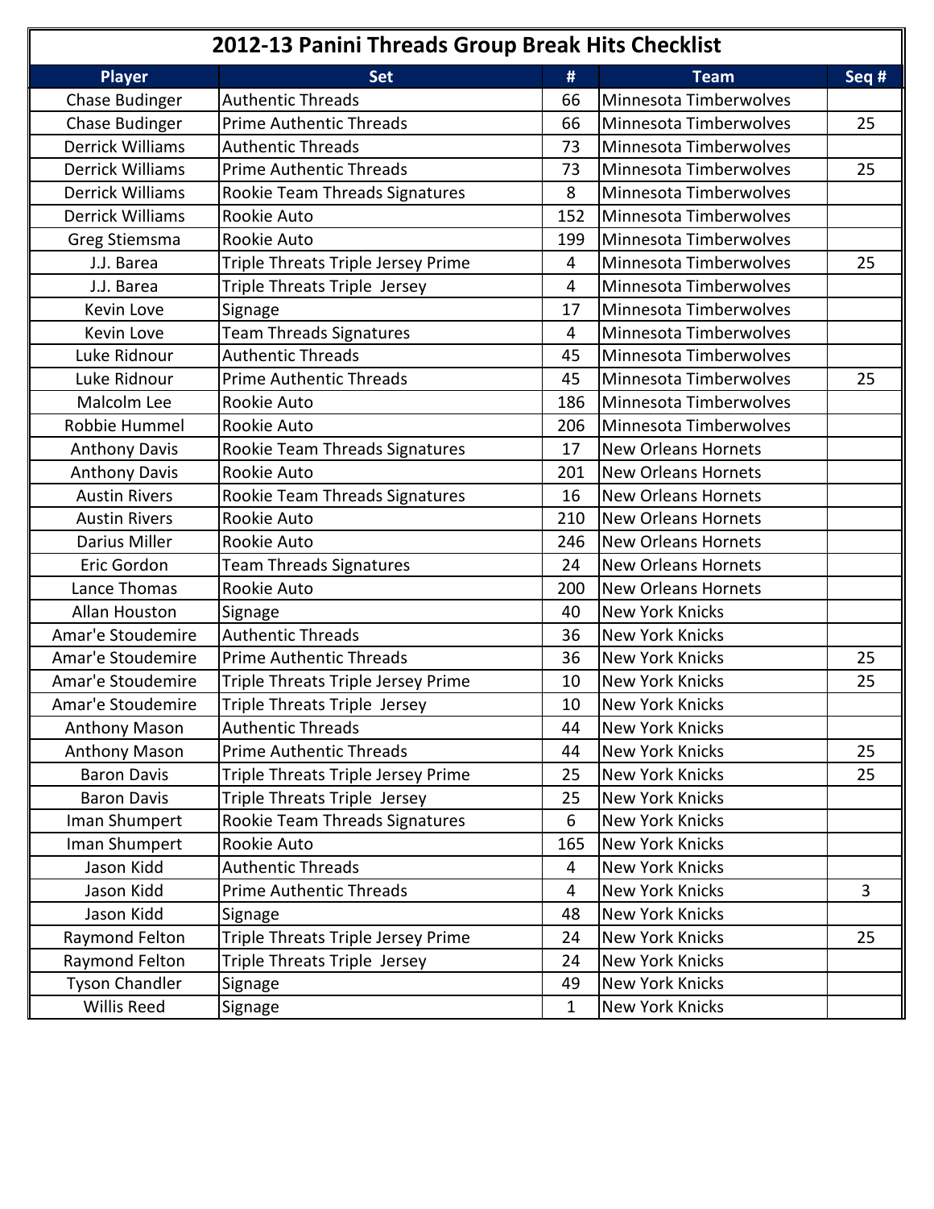# 2012-13 Panini Threads Group Break Hits Checklist

| Player | Set | # | Team | Seq # |
|---|---|---|---|---|
| Chase Budinger | Authentic Threads | 66 | Minnesota Timberwolves | |
| Chase Budinger | Prime Authentic Threads | 66 | Minnesota Timberwolves | 25 |
| Derrick Williams | Authentic Threads | 73 | Minnesota Timberwolves | |
| Derrick Williams | Prime Authentic Threads | 73 | Minnesota Timberwolves | 25 |
| Derrick Williams | Rookie Team Threads Signatures | 8 | Minnesota Timberwolves | |
| Derrick Williams | Rookie Auto | 152 | Minnesota Timberwolves | |
| Greg Stiemsma | Rookie Auto | 199 | Minnesota Timberwolves | |
| J.J. Barea | Triple Threats Triple Jersey Prime | 4 | Minnesota Timberwolves | 25 |
| J.J. Barea | Triple Threats Triple Jersey | 4 | Minnesota Timberwolves | |
| Kevin Love | Signage | 17 | Minnesota Timberwolves | |
| Kevin Love | Team Threads Signatures | 4 | Minnesota Timberwolves | |
| Luke Ridnour | Authentic Threads | 45 | Minnesota Timberwolves | |
| Luke Ridnour | Prime Authentic Threads | 45 | Minnesota Timberwolves | 25 |
| Malcolm Lee | Rookie Auto | 186 | Minnesota Timberwolves | |
| Robbie Hummel | Rookie Auto | 206 | Minnesota Timberwolves | |
| Anthony Davis | Rookie Team Threads Signatures | 17 | New Orleans Hornets | |
| Anthony Davis | Rookie Auto | 201 | New Orleans Hornets | |
| Austin Rivers | Rookie Team Threads Signatures | 16 | New Orleans Hornets | |
| Austin Rivers | Rookie Auto | 210 | New Orleans Hornets | |
| Darius Miller | Rookie Auto | 246 | New Orleans Hornets | |
| Eric Gordon | Team Threads Signatures | 24 | New Orleans Hornets | |
| Lance Thomas | Rookie Auto | 200 | New Orleans Hornets | |
| Allan Houston | Signage | 40 | New York Knicks | |
| Amar'e Stoudemire | Authentic Threads | 36 | New York Knicks | |
| Amar'e Stoudemire | Prime Authentic Threads | 36 | New York Knicks | 25 |
| Amar'e Stoudemire | Triple Threats Triple Jersey Prime | 10 | New York Knicks | 25 |
| Amar'e Stoudemire | Triple Threats Triple Jersey | 10 | New York Knicks | |
| Anthony Mason | Authentic Threads | 44 | New York Knicks | |
| Anthony Mason | Prime Authentic Threads | 44 | New York Knicks | 25 |
| Baron Davis | Triple Threats Triple Jersey Prime | 25 | New York Knicks | 25 |
| Baron Davis | Triple Threats Triple Jersey | 25 | New York Knicks | |
| Iman Shumpert | Rookie Team Threads Signatures | 6 | New York Knicks | |
| Iman Shumpert | Rookie Auto | 165 | New York Knicks | |
| Jason Kidd | Authentic Threads | 4 | New York Knicks | |
| Jason Kidd | Prime Authentic Threads | 4 | New York Knicks | 3 |
| Jason Kidd | Signage | 48 | New York Knicks | |
| Raymond Felton | Triple Threats Triple Jersey Prime | 24 | New York Knicks | 25 |
| Raymond Felton | Triple Threats Triple Jersey | 24 | New York Knicks | |
| Tyson Chandler | Signage | 49 | New York Knicks | |
| Willis Reed | Signage | 1 | New York Knicks | |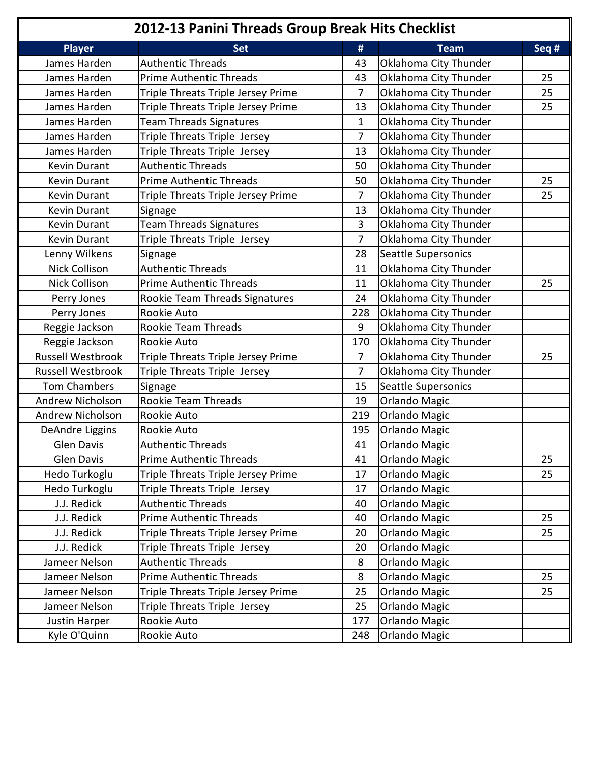# 2012-13 Panini Threads Group Break Hits Checklist

| Player | Set | # | Team | Seq # |
|---|---|---|---|---|
| James Harden | Authentic Threads | 43 | Oklahoma City Thunder | |
| James Harden | Prime Authentic Threads | 43 | Oklahoma City Thunder | 25 |
| James Harden | Triple Threats Triple Jersey Prime | 7 | Oklahoma City Thunder | 25 |
| James Harden | Triple Threats Triple Jersey Prime | 13 | Oklahoma City Thunder | 25 |
| James Harden | Team Threads Signatures | 1 | Oklahoma City Thunder | |
| James Harden | Triple Threats Triple Jersey | 7 | Oklahoma City Thunder | |
| James Harden | Triple Threats Triple Jersey | 13 | Oklahoma City Thunder | |
| Kevin Durant | Authentic Threads | 50 | Oklahoma City Thunder | |
| Kevin Durant | Prime Authentic Threads | 50 | Oklahoma City Thunder | 25 |
| Kevin Durant | Triple Threats Triple Jersey Prime | 7 | Oklahoma City Thunder | 25 |
| Kevin Durant | Signage | 13 | Oklahoma City Thunder | |
| Kevin Durant | Team Threads Signatures | 3 | Oklahoma City Thunder | |
| Kevin Durant | Triple Threats Triple Jersey | 7 | Oklahoma City Thunder | |
| Lenny Wilkens | Signage | 28 | Seattle Supersonics | |
| Nick Collison | Authentic Threads | 11 | Oklahoma City Thunder | |
| Nick Collison | Prime Authentic Threads | 11 | Oklahoma City Thunder | 25 |
| Perry Jones | Rookie Team Threads Signatures | 24 | Oklahoma City Thunder | |
| Perry Jones | Rookie Auto | 228 | Oklahoma City Thunder | |
| Reggie Jackson | Rookie Team Threads | 9 | Oklahoma City Thunder | |
| Reggie Jackson | Rookie Auto | 170 | Oklahoma City Thunder | |
| Russell Westbrook | Triple Threats Triple Jersey Prime | 7 | Oklahoma City Thunder | 25 |
| Russell Westbrook | Triple Threats Triple Jersey | 7 | Oklahoma City Thunder | |
| Tom Chambers | Signage | 15 | Seattle Supersonics | |
| Andrew Nicholson | Rookie Team Threads | 19 | Orlando Magic | |
| Andrew Nicholson | Rookie Auto | 219 | Orlando Magic | |
| DeAndre Liggins | Rookie Auto | 195 | Orlando Magic | |
| Glen Davis | Authentic Threads | 41 | Orlando Magic | |
| Glen Davis | Prime Authentic Threads | 41 | Orlando Magic | 25 |
| Hedo Turkoglu | Triple Threats Triple Jersey Prime | 17 | Orlando Magic | 25 |
| Hedo Turkoglu | Triple Threats Triple Jersey | 17 | Orlando Magic | |
| J.J. Redick | Authentic Threads | 40 | Orlando Magic | |
| J.J. Redick | Prime Authentic Threads | 40 | Orlando Magic | 25 |
| J.J. Redick | Triple Threats Triple Jersey Prime | 20 | Orlando Magic | 25 |
| J.J. Redick | Triple Threats Triple Jersey | 20 | Orlando Magic | |
| Jameer Nelson | Authentic Threads | 8 | Orlando Magic | |
| Jameer Nelson | Prime Authentic Threads | 8 | Orlando Magic | 25 |
| Jameer Nelson | Triple Threats Triple Jersey Prime | 25 | Orlando Magic | 25 |
| Jameer Nelson | Triple Threats Triple Jersey | 25 | Orlando Magic | |
| Justin Harper | Rookie Auto | 177 | Orlando Magic | |
| Kyle O'Quinn | Rookie Auto | 248 | Orlando Magic | |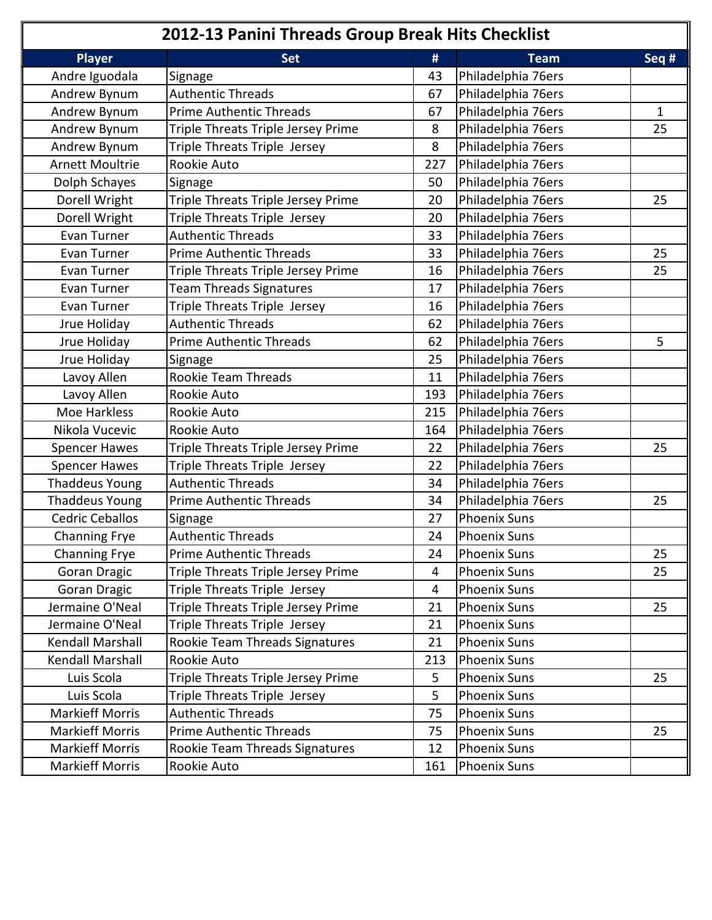# 2012-13 Panini Threads Group Break Hits Checklist

| Player | Set | # | Team | Seq # |
|---|---|---|---|---|
| Andre Iguodala | Signage | 43 | Philadelphia 76ers | |
| Andrew Bynum | Authentic Threads | 67 | Philadelphia 76ers | |
| Andrew Bynum | Prime Authentic Threads | 67 | Philadelphia 76ers | 1 |
| Andrew Bynum | Triple Threats Triple Jersey Prime | 8 | Philadelphia 76ers | 25 |
| Andrew Bynum | Triple Threats Triple Jersey | 8 | Philadelphia 76ers | |
| Arnett Moultrie | Rookie Auto | 227 | Philadelphia 76ers | |
| Dolph Schayes | Signage | 50 | Philadelphia 76ers | |
| Dorell Wright | Triple Threats Triple Jersey Prime | 20 | Philadelphia 76ers | 25 |
| Dorell Wright | Triple Threats Triple Jersey | 20 | Philadelphia 76ers | |
| Evan Turner | Authentic Threads | 33 | Philadelphia 76ers | |
| Evan Turner | Prime Authentic Threads | 33 | Philadelphia 76ers | 25 |
| Evan Turner | Triple Threats Triple Jersey Prime | 16 | Philadelphia 76ers | 25 |
| Evan Turner | Team Threads Signatures | 17 | Philadelphia 76ers | |
| Evan Turner | Triple Threats Triple Jersey | 16 | Philadelphia 76ers | |
| Jrue Holiday | Authentic Threads | 62 | Philadelphia 76ers | |
| Jrue Holiday | Prime Authentic Threads | 62 | Philadelphia 76ers | 5 |
| Jrue Holiday | Signage | 25 | Philadelphia 76ers | |
| Lavoy Allen | Rookie Team Threads | 11 | Philadelphia 76ers | |
| Lavoy Allen | Rookie Auto | 193 | Philadelphia 76ers | |
| Moe Harkless | Rookie Auto | 215 | Philadelphia 76ers | |
| Nikola Vucevic | Rookie Auto | 164 | Philadelphia 76ers | |
| Spencer Hawes | Triple Threats Triple Jersey Prime | 22 | Philadelphia 76ers | 25 |
| Spencer Hawes | Triple Threats Triple Jersey | 22 | Philadelphia 76ers | |
| Thaddeus Young | Authentic Threads | 34 | Philadelphia 76ers | |
| Thaddeus Young | Prime Authentic Threads | 34 | Philadelphia 76ers | 25 |
| Cedric Ceballos | Signage | 27 | Phoenix Suns | |
| Channing Frye | Authentic Threads | 24 | Phoenix Suns | |
| Channing Frye | Prime Authentic Threads | 24 | Phoenix Suns | 25 |
| Goran Dragic | Triple Threats Triple Jersey Prime | 4 | Phoenix Suns | 25 |
| Goran Dragic | Triple Threats Triple Jersey | 4 | Phoenix Suns | |
| Jermaine O'Neal | Triple Threats Triple Jersey Prime | 21 | Phoenix Suns | 25 |
| Jermaine O'Neal | Triple Threats Triple Jersey | 21 | Phoenix Suns | |
| Kendall Marshall | Rookie Team Threads Signatures | 21 | Phoenix Suns | |
| Kendall Marshall | Rookie Auto | 213 | Phoenix Suns | |
| Luis Scola | Triple Threats Triple Jersey Prime | 5 | Phoenix Suns | 25 |
| Luis Scola | Triple Threats Triple Jersey | 5 | Phoenix Suns | |
| Markieff Morris | Authentic Threads | 75 | Phoenix Suns | |
| Markieff Morris | Prime Authentic Threads | 75 | Phoenix Suns | 25 |
| Markieff Morris | Rookie Team Threads Signatures | 12 | Phoenix Suns | |
| Markieff Morris | Rookie Auto | 161 | Phoenix Suns | |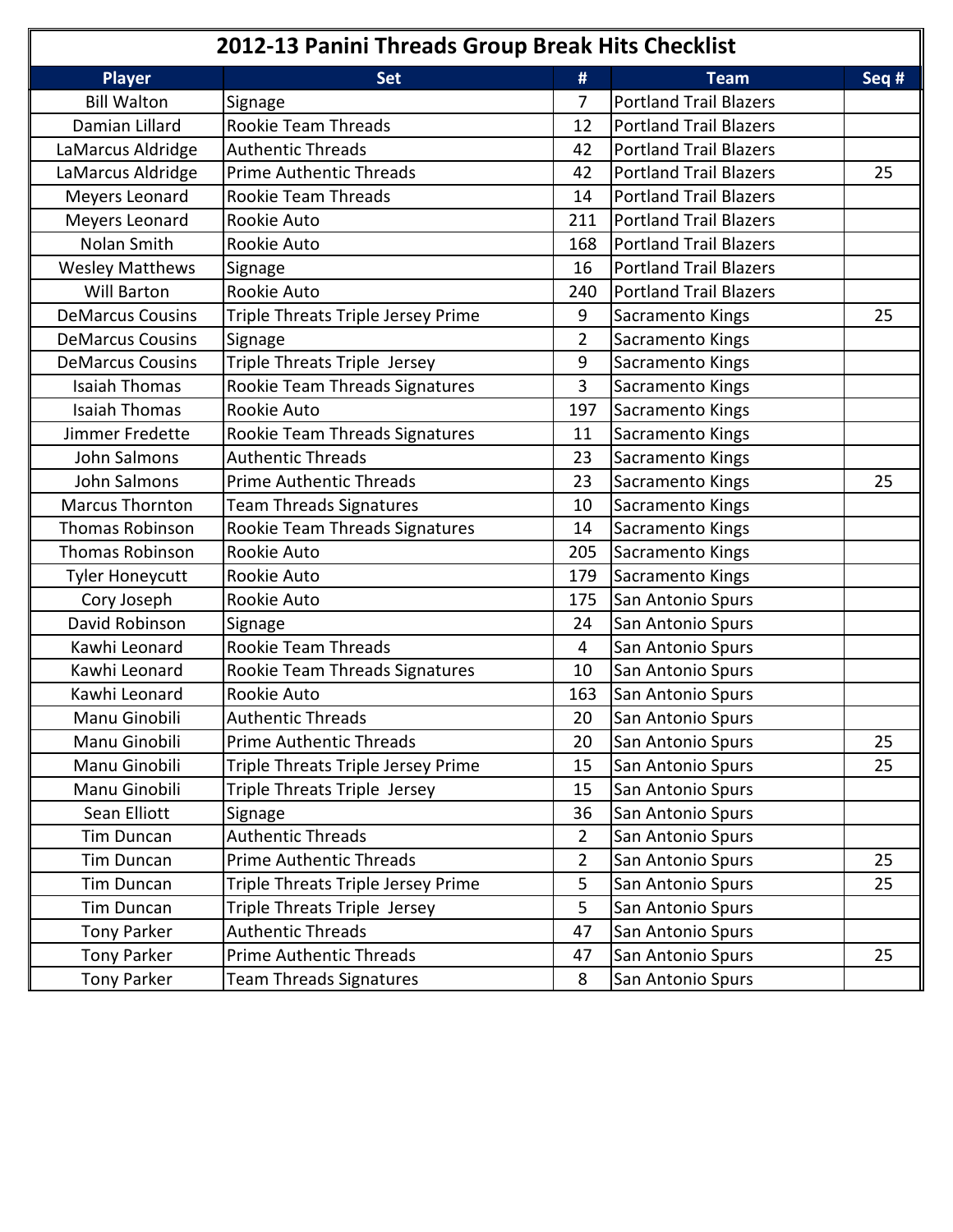# 2012-13 Panini Threads Group Break Hits Checklist

| Player | Set | # | Team | Seq # |
|---|---|---|---|---|
| Bill Walton | Signage | 7 | Portland Trail Blazers | |
| Damian Lillard | Rookie Team Threads | 12 | Portland Trail Blazers | |
| LaMarcus Aldridge | Authentic Threads | 42 | Portland Trail Blazers | |
| LaMarcus Aldridge | Prime Authentic Threads | 42 | Portland Trail Blazers | 25 |
| Meyers Leonard | Rookie Team Threads | 14 | Portland Trail Blazers | |
| Meyers Leonard | Rookie Auto | 211 | Portland Trail Blazers | |
| Nolan Smith | Rookie Auto | 168 | Portland Trail Blazers | |
| Wesley Matthews | Signage | 16 | Portland Trail Blazers | |
| Will Barton | Rookie Auto | 240 | Portland Trail Blazers | |
| DeMarcus Cousins | Triple Threats Triple Jersey Prime | 9 | Sacramento Kings | 25 |
| DeMarcus Cousins | Signage | 2 | Sacramento Kings | |
| DeMarcus Cousins | Triple Threats Triple Jersey | 9 | Sacramento Kings | |
| Isaiah Thomas | Rookie Team Threads Signatures | 3 | Sacramento Kings | |
| Isaiah Thomas | Rookie Auto | 197 | Sacramento Kings | |
| Jimmer Fredette | Rookie Team Threads Signatures | 11 | Sacramento Kings | |
| John Salmons | Authentic Threads | 23 | Sacramento Kings | |
| John Salmons | Prime Authentic Threads | 23 | Sacramento Kings | 25 |
| Marcus Thornton | Team Threads Signatures | 10 | Sacramento Kings | |
| Thomas Robinson | Rookie Team Threads Signatures | 14 | Sacramento Kings | |
| Thomas Robinson | Rookie Auto | 205 | Sacramento Kings | |
| Tyler Honeycutt | Rookie Auto | 179 | Sacramento Kings | |
| Cory Joseph | Rookie Auto | 175 | San Antonio Spurs | |
| David Robinson | Signage | 24 | San Antonio Spurs | |
| Kawhi Leonard | Rookie Team Threads | 4 | San Antonio Spurs | |
| Kawhi Leonard | Rookie Team Threads Signatures | 10 | San Antonio Spurs | |
| Kawhi Leonard | Rookie Auto | 163 | San Antonio Spurs | |
| Manu Ginobili | Authentic Threads | 20 | San Antonio Spurs | |
| Manu Ginobili | Prime Authentic Threads | 20 | San Antonio Spurs | 25 |
| Manu Ginobili | Triple Threats Triple Jersey Prime | 15 | San Antonio Spurs | 25 |
| Manu Ginobili | Triple Threats Triple Jersey | 15 | San Antonio Spurs | |
| Sean Elliott | Signage | 36 | San Antonio Spurs | |
| Tim Duncan | Authentic Threads | 2 | San Antonio Spurs | |
| Tim Duncan | Prime Authentic Threads | 2 | San Antonio Spurs | 25 |
| Tim Duncan | Triple Threats Triple Jersey Prime | 5 | San Antonio Spurs | 25 |
| Tim Duncan | Triple Threats Triple Jersey | 5 | San Antonio Spurs | |
| Tony Parker | Authentic Threads | 47 | San Antonio Spurs | |
| Tony Parker | Prime Authentic Threads | 47 | San Antonio Spurs | 25 |
| Tony Parker | Team Threads Signatures | 8 | San Antonio Spurs | |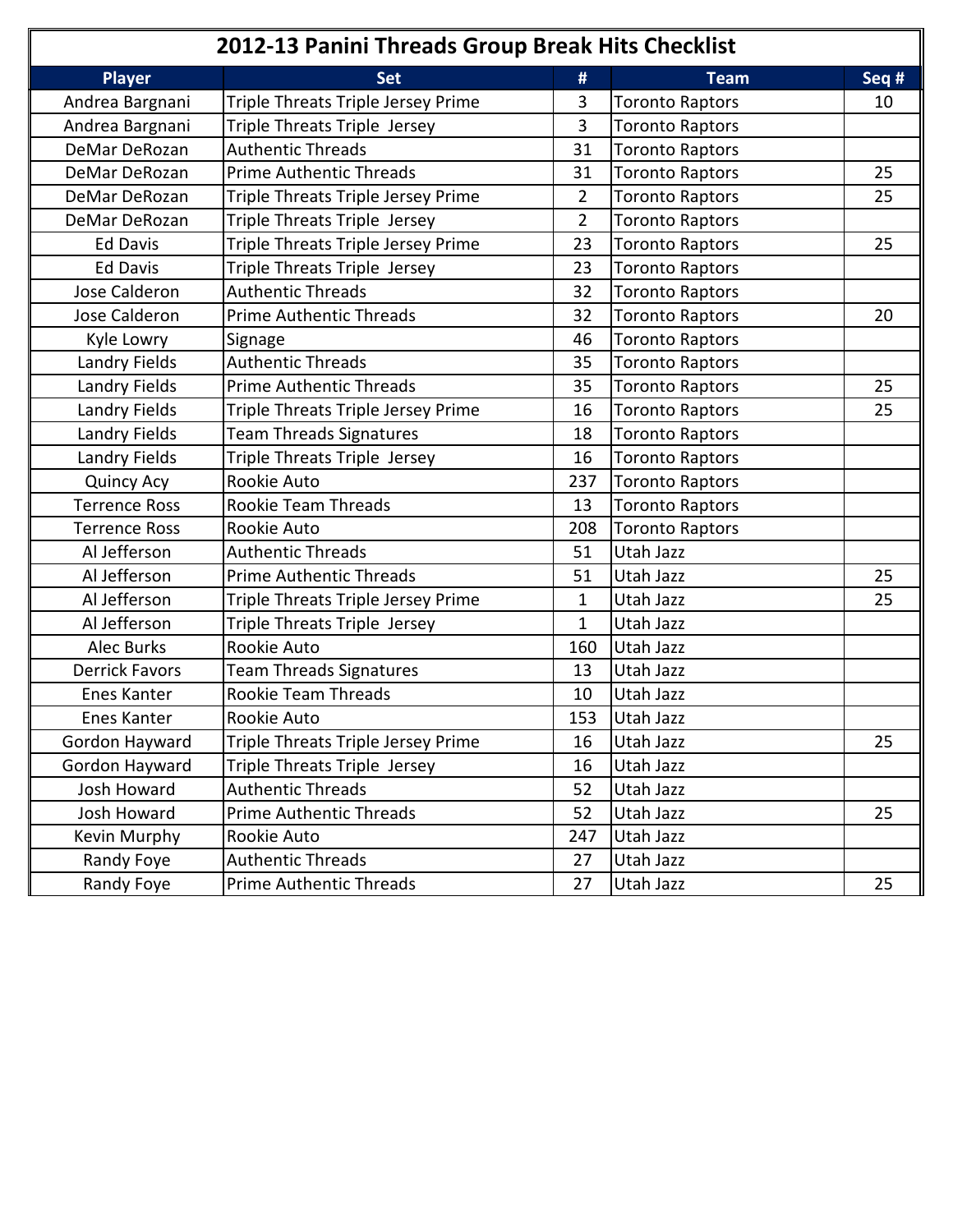# 2012-13 Panini Threads Group Break Hits Checklist

| Player | Set | # | Team | Seq # |
|---|---|---|---|---|
| Andrea Bargnani | Triple Threats Triple Jersey Prime | 3 | Toronto Raptors | 10 |
| Andrea Bargnani | Triple Threats Triple  Jersey | 3 | Toronto Raptors | |
| DeMar DeRozan | Authentic Threads | 31 | Toronto Raptors | |
| DeMar DeRozan | Prime Authentic Threads | 31 | Toronto Raptors | 25 |
| DeMar DeRozan | Triple Threats Triple Jersey Prime | 2 | Toronto Raptors | 25 |
| DeMar DeRozan | Triple Threats Triple  Jersey | 2 | Toronto Raptors | |
| Ed Davis | Triple Threats Triple Jersey Prime | 23 | Toronto Raptors | 25 |
| Ed Davis | Triple Threats Triple  Jersey | 23 | Toronto Raptors | |
| Jose Calderon | Authentic Threads | 32 | Toronto Raptors | |
| Jose Calderon | Prime Authentic Threads | 32 | Toronto Raptors | 20 |
| Kyle Lowry | Signage | 46 | Toronto Raptors | |
| Landry Fields | Authentic Threads | 35 | Toronto Raptors | |
| Landry Fields | Prime Authentic Threads | 35 | Toronto Raptors | 25 |
| Landry Fields | Triple Threats Triple Jersey Prime | 16 | Toronto Raptors | 25 |
| Landry Fields | Team Threads Signatures | 18 | Toronto Raptors | |
| Landry Fields | Triple Threats Triple  Jersey | 16 | Toronto Raptors | |
| Quincy Acy | Rookie Auto | 237 | Toronto Raptors | |
| Terrence Ross | Rookie Team Threads | 13 | Toronto Raptors | |
| Terrence Ross | Rookie Auto | 208 | Toronto Raptors | |
| Al Jefferson | Authentic Threads | 51 | Utah Jazz | |
| Al Jefferson | Prime Authentic Threads | 51 | Utah Jazz | 25 |
| Al Jefferson | Triple Threats Triple Jersey Prime | 1 | Utah Jazz | 25 |
| Al Jefferson | Triple Threats Triple  Jersey | 1 | Utah Jazz | |
| Alec Burks | Rookie Auto | 160 | Utah Jazz | |
| Derrick Favors | Team Threads Signatures | 13 | Utah Jazz | |
| Enes Kanter | Rookie Team Threads | 10 | Utah Jazz | |
| Enes Kanter | Rookie Auto | 153 | Utah Jazz | |
| Gordon Hayward | Triple Threats Triple Jersey Prime | 16 | Utah Jazz | 25 |
| Gordon Hayward | Triple Threats Triple  Jersey | 16 | Utah Jazz | |
| Josh Howard | Authentic Threads | 52 | Utah Jazz | |
| Josh Howard | Prime Authentic Threads | 52 | Utah Jazz | 25 |
| Kevin Murphy | Rookie Auto | 247 | Utah Jazz | |
| Randy Foye | Authentic Threads | 27 | Utah Jazz | |
| Randy Foye | Prime Authentic Threads | 27 | Utah Jazz | 25 |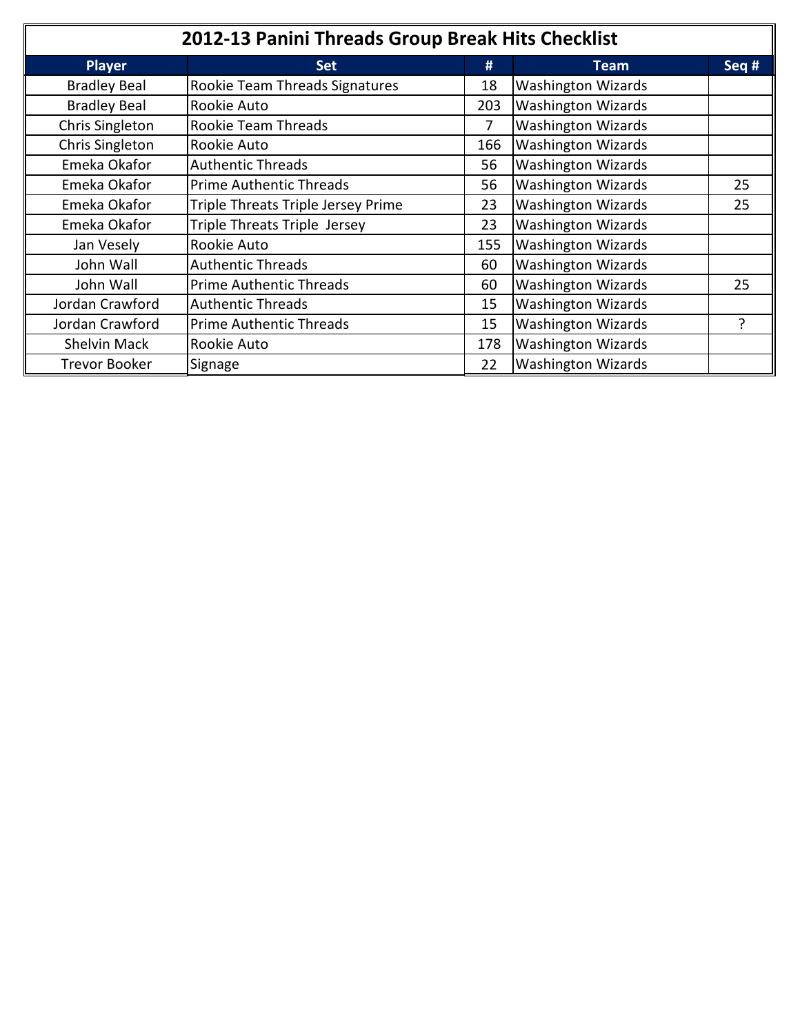# 2012-13 Panini Threads Group Break Hits Checklist

| Player | Set | # | Team | Seq # |
|---|---|---|---|---|
| Bradley Beal | Rookie Team Threads Signatures | 18 | Washington Wizards | |
| Bradley Beal | Rookie Auto | 203 | Washington Wizards | |
| Chris Singleton | Rookie Team Threads | 7 | Washington Wizards | |
| Chris Singleton | Rookie Auto | 166 | Washington Wizards | |
| Emeka Okafor | Authentic Threads | 56 | Washington Wizards | |
| Emeka Okafor | Prime Authentic Threads | 56 | Washington Wizards | 25 |
| Emeka Okafor | Triple Threats Triple Jersey Prime | 23 | Washington Wizards | 25 |
| Emeka Okafor | Triple Threats Triple Jersey | 23 | Washington Wizards | |
| Jan Vesely | Rookie Auto | 155 | Washington Wizards | |
| John Wall | Authentic Threads | 60 | Washington Wizards | |
| John Wall | Prime Authentic Threads | 60 | Washington Wizards | 25 |
| Jordan Crawford | Authentic Threads | 15 | Washington Wizards | |
| Jordan Crawford | Prime Authentic Threads | 15 | Washington Wizards | ? |
| Shelvin Mack | Rookie Auto | 178 | Washington Wizards | |
| Trevor Booker | Signage | 22 | Washington Wizards | |